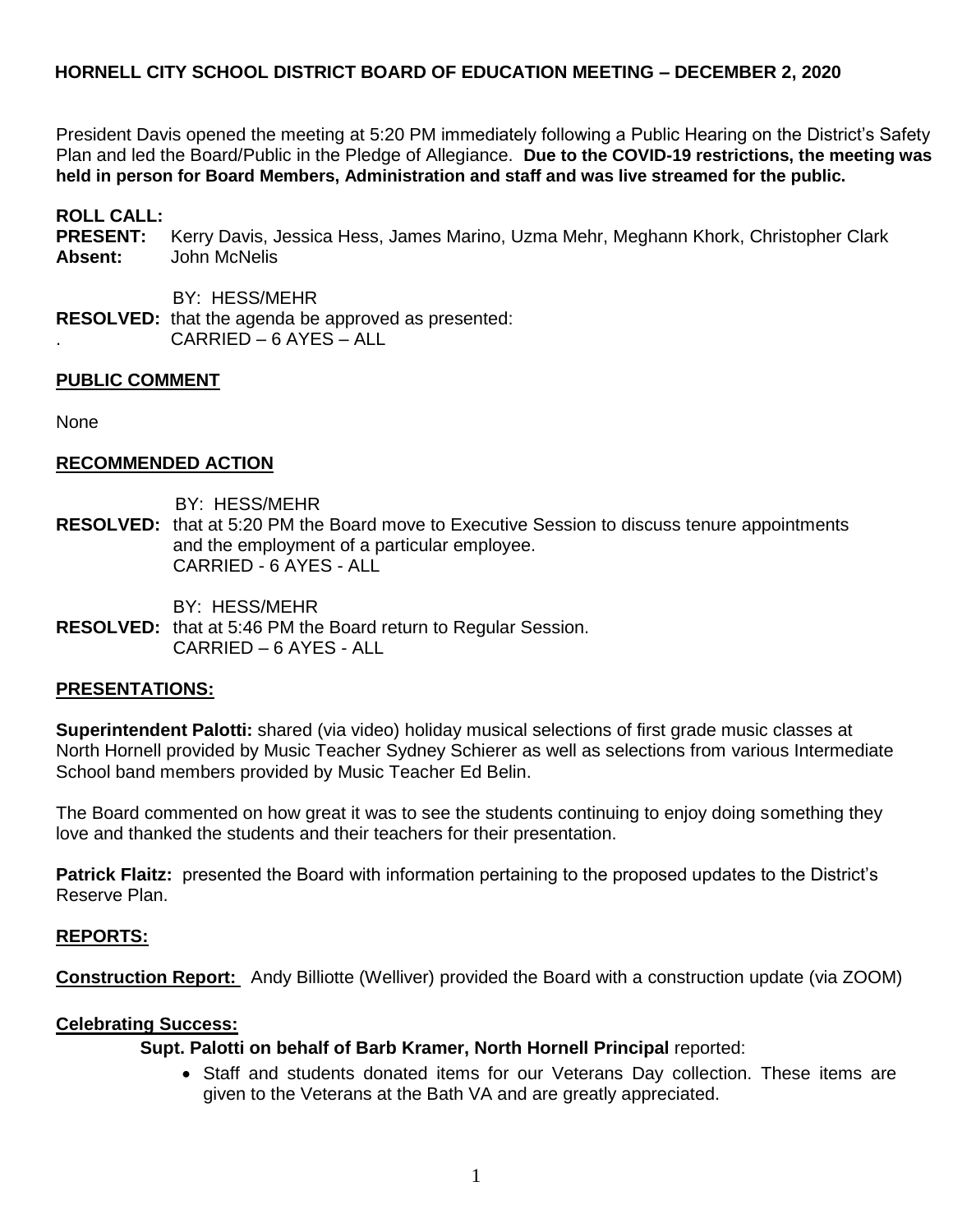# HORNELL CITY SCHOOL DISTRICT BOARD OF EDUCATION MEETING – DECEMBER 2, 2020

President Davis opened the meeting at 5:20 PM immediately following a Public Hearing on the District's Safety Plan and led the Board/Public in the Pledge of Allegiance. **Due to the COVID-19 restrictions, the meeting was held in person for Board Members, Administration and staff and was live streamed for the public.**

**ROLL CALL:**
**PRESENT:** Kerry Davis, Jessica Hess, James Marino, Uzma Mehr, Meghann Khork, Christopher Clark
**Absent:** John McNelis

BY: HESS/MEHR
**RESOLVED:** that the agenda be approved as presented:
. CARRIED – 6 AYES – ALL

## PUBLIC COMMENT

None

## RECOMMENDED ACTION

BY: HESS/MEHR
**RESOLVED:** that at 5:20 PM the Board move to Executive Session to discuss tenure appointments and the employment of a particular employee.
CARRIED - 6 AYES - ALL

BY: HESS/MEHR
**RESOLVED:** that at 5:46 PM the Board return to Regular Session.
CARRIED – 6 AYES - ALL

## PRESENTATIONS:

**Superintendent Palotti:** shared (via video) holiday musical selections of first grade music classes at North Hornell provided by Music Teacher Sydney Schierer as well as selections from various Intermediate School band members provided by Music Teacher Ed Belin.

The Board commented on how great it was to see the students continuing to enjoy doing something they love and thanked the students and their teachers for their presentation.

**Patrick Flaitz:** presented the Board with information pertaining to the proposed updates to the District's Reserve Plan.

## REPORTS:

**Construction Report:** Andy Billiotte (Welliver) provided the Board with a construction update (via ZOOM)

**Celebrating Success:**

**Supt. Palotti on behalf of Barb Kramer, North Hornell Principal** reported:

- Staff and students donated items for our Veterans Day collection. These items are given to the Veterans at the Bath VA and are greatly appreciated.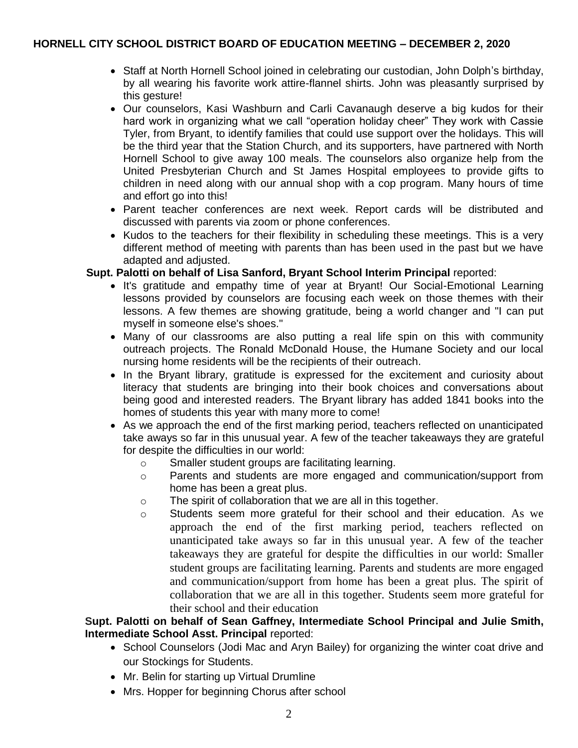- Staff at North Hornell School joined in celebrating our custodian, John Dolph's birthday, by all wearing his favorite work attire-flannel shirts. John was pleasantly surprised by this gesture!
- Our counselors, Kasi Washburn and Carli Cavanaugh deserve a big kudos for their hard work in organizing what we call "operation holiday cheer" They work with Cassie Tyler, from Bryant, to identify families that could use support over the holidays. This will be the third year that the Station Church, and its supporters, have partnered with North Hornell School to give away 100 meals. The counselors also organize help from the United Presbyterian Church and St James Hospital employees to provide gifts to children in need along with our annual shop with a cop program. Many hours of time and effort go into this!
- Parent teacher conferences are next week. Report cards will be distributed and discussed with parents via zoom or phone conferences.
- Kudos to the teachers for their flexibility in scheduling these meetings. This is a very different method of meeting with parents than has been used in the past but we have adapted and adjusted.

**Supt. Palotti on behalf of Lisa Sanford, Bryant School Interim Principal** reported:

- It's gratitude and empathy time of year at Bryant! Our Social-Emotional Learning lessons provided by counselors are focusing each week on those themes with their lessons. A few themes are showing gratitude, being a world changer and "I can put myself in someone else's shoes."
- Many of our classrooms are also putting a real life spin on this with community outreach projects. The Ronald McDonald House, the Humane Society and our local nursing home residents will be the recipients of their outreach.
- In the Bryant library, gratitude is expressed for the excitement and curiosity about literacy that students are bringing into their book choices and conversations about being good and interested readers. The Bryant library has added 1841 books into the homes of students this year with many more to come!
- As we approach the end of the first marking period, teachers reflected on unanticipated take aways so far in this unusual year. A few of the teacher takeaways they are grateful for despite the difficulties in our world:
  - Smaller student groups are facilitating learning.
  - Parents and students are more engaged and communication/support from home has been a great plus.
  - The spirit of collaboration that we are all in this together.
  - Students seem more grateful for their school and their education. As we approach the end of the first marking period, teachers reflected on unanticipated take aways so far in this unusual year. A few of the teacher takeaways they are grateful for despite the difficulties in our world: Smaller student groups are facilitating learning. Parents and students are more engaged and communication/support from home has been a great plus. The spirit of collaboration that we are all in this together. Students seem more grateful for their school and their education

**Supt. Palotti on behalf of Sean Gaffney, Intermediate School Principal and Julie Smith, Intermediate School Asst. Principal** reported:

- School Counselors (Jodi Mac and Aryn Bailey) for organizing the winter coat drive and our Stockings for Students.
- Mr. Belin for starting up Virtual Drumline
- Mrs. Hopper for beginning Chorus after school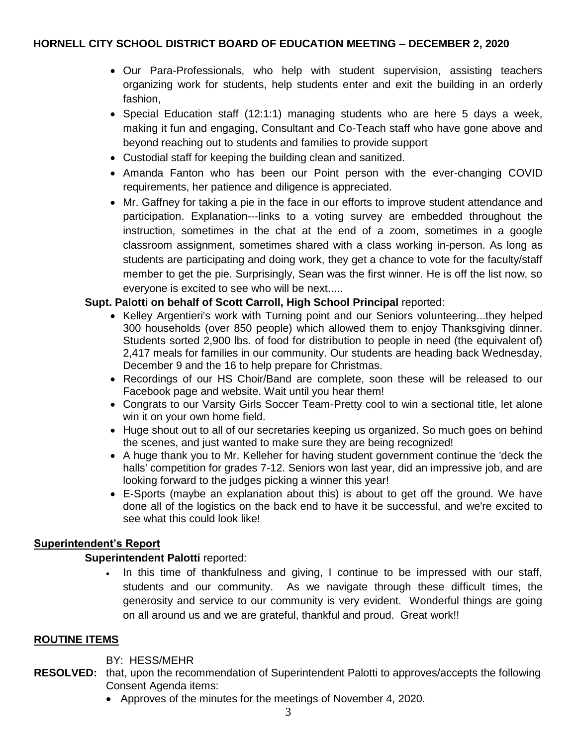- Our Para-Professionals, who help with student supervision, assisting teachers organizing work for students, help students enter and exit the building in an orderly fashion,
- Special Education staff (12:1:1) managing students who are here 5 days a week, making it fun and engaging, Consultant and Co-Teach staff who have gone above and beyond reaching out to students and families to provide support
- Custodial staff for keeping the building clean and sanitized.
- Amanda Fanton who has been our Point person with the ever-changing COVID requirements, her patience and diligence is appreciated.
- Mr. Gaffney for taking a pie in the face in our efforts to improve student attendance and participation. Explanation---links to a voting survey are embedded throughout the instruction, sometimes in the chat at the end of a zoom, sometimes in a google classroom assignment, sometimes shared with a class working in-person. As long as students are participating and doing work, they get a chance to vote for the faculty/staff member to get the pie. Surprisingly, Sean was the first winner. He is off the list now, so everyone is excited to see who will be next.....

**Supt. Palotti on behalf of Scott Carroll, High School Principal** reported:

- Kelley Argentieri's work with Turning point and our Seniors volunteering...they helped 300 households (over 850 people) which allowed them to enjoy Thanksgiving dinner. Students sorted 2,900 lbs. of food for distribution to people in need (the equivalent of) 2,417 meals for families in our community. Our students are heading back Wednesday, December 9 and the 16 to help prepare for Christmas.
- Recordings of our HS Choir/Band are complete, soon these will be released to our Facebook page and website. Wait until you hear them!
- Congrats to our Varsity Girls Soccer Team-Pretty cool to win a sectional title, let alone win it on your own home field.
- Huge shout out to all of our secretaries keeping us organized. So much goes on behind the scenes, and just wanted to make sure they are being recognized!
- A huge thank you to Mr. Kelleher for having student government continue the 'deck the halls' competition for grades 7-12. Seniors won last year, did an impressive job, and are looking forward to the judges picking a winner this year!
- E-Sports (maybe an explanation about this) is about to get off the ground. We have done all of the logistics on the back end to have it be successful, and we're excited to see what this could look like!

## Superintendent's Report

**Superintendent Palotti** reported:

- In this time of thankfulness and giving, I continue to be impressed with our staff, students and our community. As we navigate through these difficult times, the generosity and service to our community is very evident. Wonderful things are going on all around us and we are grateful, thankful and proud. Great work!!

## ROUTINE ITEMS

BY: HESS/MEHR

**RESOLVED:** that, upon the recommendation of Superintendent Palotti to approves/accepts the following Consent Agenda items:

- Approves of the minutes for the meetings of November 4, 2020.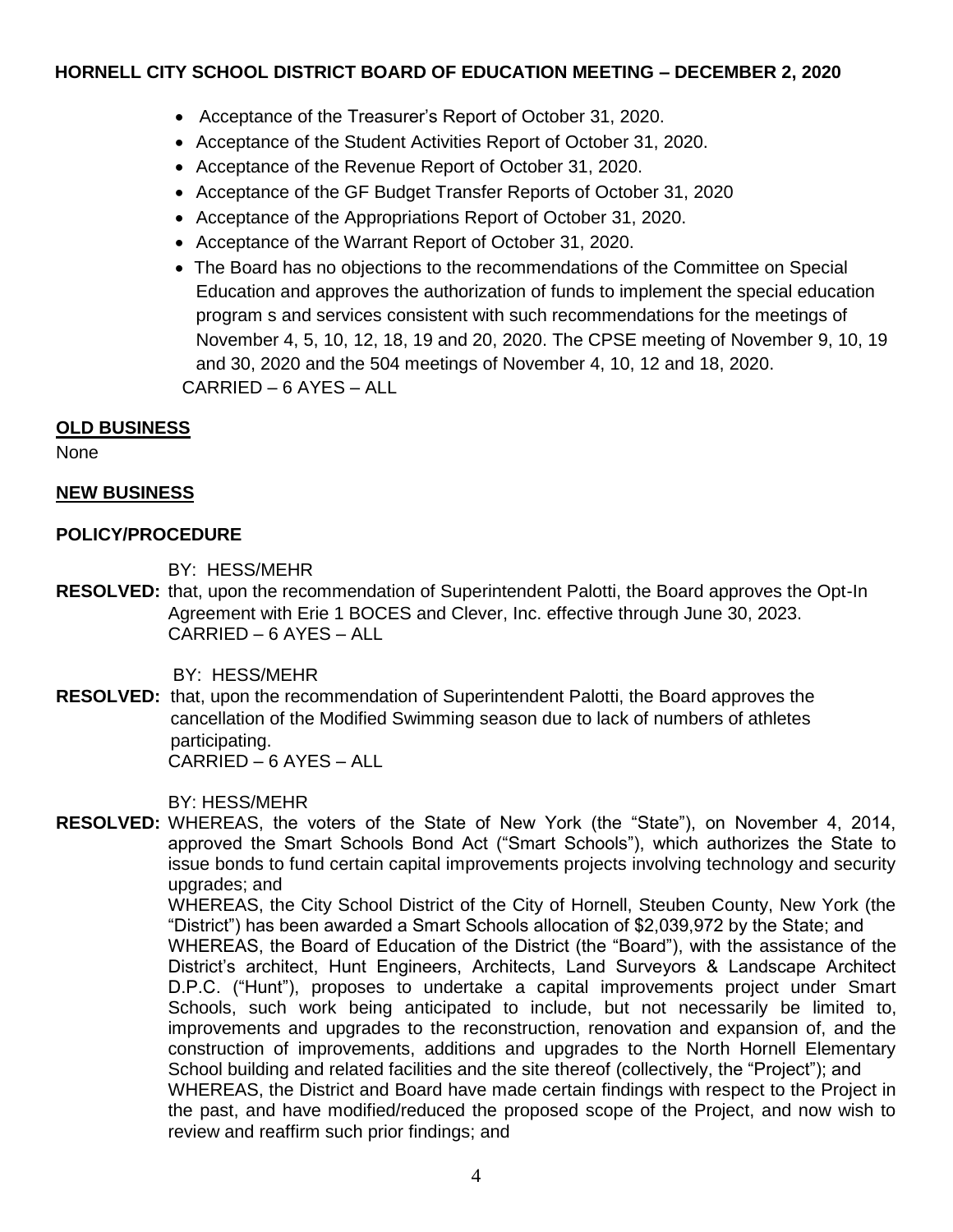- Acceptance of the Treasurer's Report of October 31, 2020.
- Acceptance of the Student Activities Report of October 31, 2020.
- Acceptance of the Revenue Report of October 31, 2020.
- Acceptance of the GF Budget Transfer Reports of October 31, 2020
- Acceptance of the Appropriations Report of October 31, 2020.
- Acceptance of the Warrant Report of October 31, 2020.
- The Board has no objections to the recommendations of the Committee on Special Education and approves the authorization of funds to implement the special education program s and services consistent with such recommendations for the meetings of November 4, 5, 10, 12, 18, 19 and 20, 2020. The CPSE meeting of November 9, 10, 19 and 30, 2020 and the 504 meetings of November 4, 10, 12 and 18, 2020.

CARRIED – 6 AYES – ALL

## OLD BUSINESS

None

## NEW BUSINESS

### POLICY/PROCEDURE

BY: HESS/MEHR

**RESOLVED:** that, upon the recommendation of Superintendent Palotti, the Board approves the Opt-In Agreement with Erie 1 BOCES and Clever, Inc. effective through June 30, 2023.
CARRIED – 6 AYES – ALL

BY: HESS/MEHR

**RESOLVED:** that, upon the recommendation of Superintendent Palotti, the Board approves the cancellation of the Modified Swimming season due to lack of numbers of athletes participating.
CARRIED – 6 AYES – ALL

BY: HESS/MEHR

**RESOLVED:** WHEREAS, the voters of the State of New York (the "State"), on November 4, 2014, approved the Smart Schools Bond Act ("Smart Schools"), which authorizes the State to issue bonds to fund certain capital improvements projects involving technology and security upgrades; and

WHEREAS, the City School District of the City of Hornell, Steuben County, New York (the "District") has been awarded a Smart Schools allocation of $2,039,972 by the State; and

WHEREAS, the Board of Education of the District (the "Board"), with the assistance of the District's architect, Hunt Engineers, Architects, Land Surveyors & Landscape Architect D.P.C. ("Hunt"), proposes to undertake a capital improvements project under Smart Schools, such work being anticipated to include, but not necessarily be limited to, improvements and upgrades to the reconstruction, renovation and expansion of, and the construction of improvements, additions and upgrades to the North Hornell Elementary School building and related facilities and the site thereof (collectively, the "Project"); and

WHEREAS, the District and Board have made certain findings with respect to the Project in the past, and have modified/reduced the proposed scope of the Project, and now wish to review and reaffirm such prior findings; and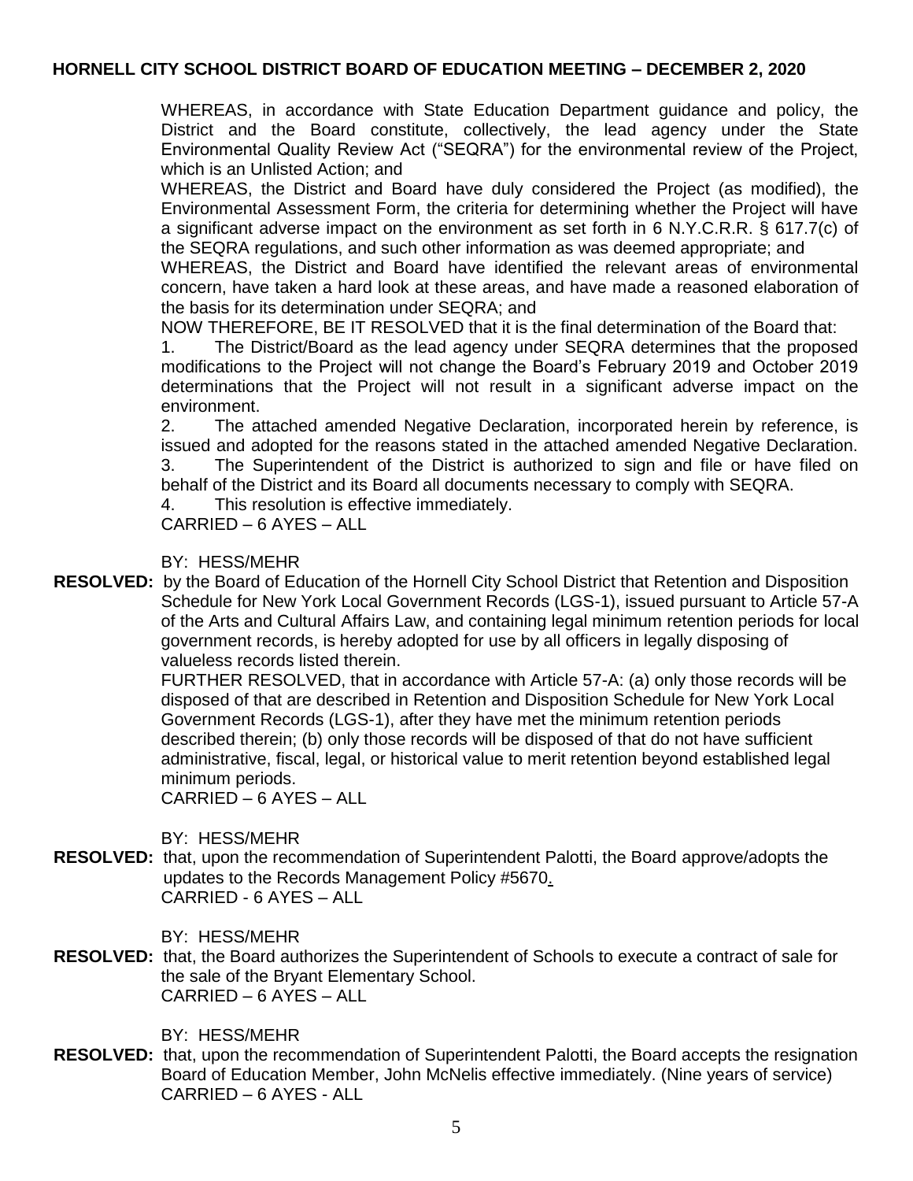WHEREAS, in accordance with State Education Department guidance and policy, the District and the Board constitute, collectively, the lead agency under the State Environmental Quality Review Act ("SEQRA") for the environmental review of the Project, which is an Unlisted Action; and

WHEREAS, the District and Board have duly considered the Project (as modified), the Environmental Assessment Form, the criteria for determining whether the Project will have a significant adverse impact on the environment as set forth in 6 N.Y.C.R.R. § 617.7(c) of the SEQRA regulations, and such other information as was deemed appropriate; and

WHEREAS, the District and Board have identified the relevant areas of environmental concern, have taken a hard look at these areas, and have made a reasoned elaboration of the basis for its determination under SEQRA; and

NOW THEREFORE, BE IT RESOLVED that it is the final determination of the Board that:

1. The District/Board as the lead agency under SEQRA determines that the proposed modifications to the Project will not change the Board's February 2019 and October 2019 determinations that the Project will not result in a significant adverse impact on the environment.
2. The attached amended Negative Declaration, incorporated herein by reference, is issued and adopted for the reasons stated in the attached amended Negative Declaration.
3. The Superintendent of the District is authorized to sign and file or have filed on behalf of the District and its Board all documents necessary to comply with SEQRA.
4. This resolution is effective immediately.

CARRIED – 6 AYES – ALL

BY: HESS/MEHR

**RESOLVED:** by the Board of Education of the Hornell City School District that Retention and Disposition Schedule for New York Local Government Records (LGS-1), issued pursuant to Article 57-A of the Arts and Cultural Affairs Law, and containing legal minimum retention periods for local government records, is hereby adopted for use by all officers in legally disposing of valueless records listed therein.

FURTHER RESOLVED, that in accordance with Article 57-A: (a) only those records will be disposed of that are described in Retention and Disposition Schedule for New York Local Government Records (LGS-1), after they have met the minimum retention periods described therein; (b) only those records will be disposed of that do not have sufficient administrative, fiscal, legal, or historical value to merit retention beyond established legal minimum periods.

CARRIED – 6 AYES – ALL

BY: HESS/MEHR

**RESOLVED:** that, upon the recommendation of Superintendent Palotti, the Board approve/adopts the updates to the Records Management Policy #5670.

CARRIED - 6 AYES – ALL

BY: HESS/MEHR

**RESOLVED:** that, the Board authorizes the Superintendent of Schools to execute a contract of sale for the sale of the Bryant Elementary School.

CARRIED – 6 AYES – ALL

BY: HESS/MEHR

**RESOLVED:** that, upon the recommendation of Superintendent Palotti, the Board accepts the resignation Board of Education Member, John McNelis effective immediately. (Nine years of service)

CARRIED – 6 AYES - ALL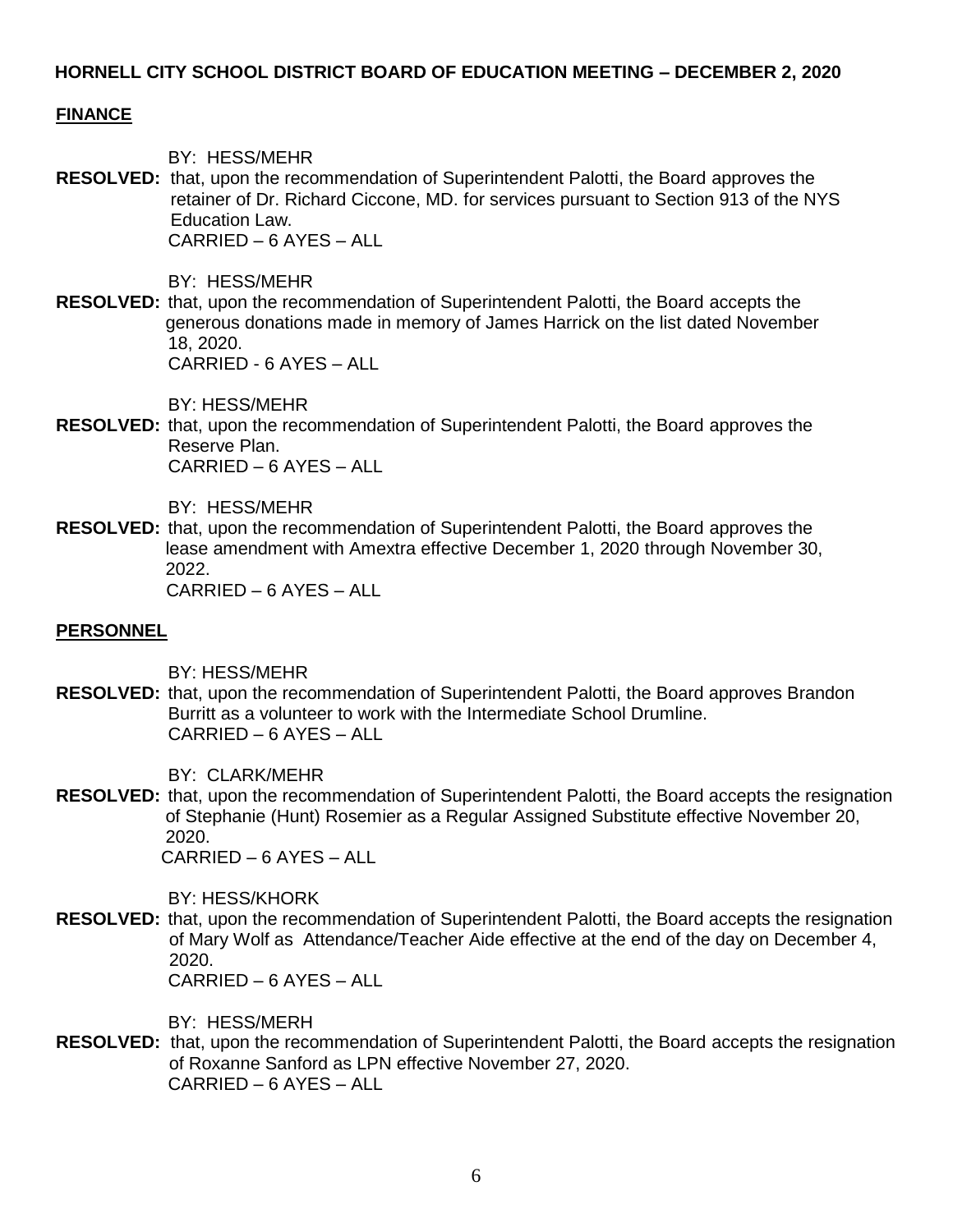**HORNELL CITY SCHOOL DISTRICT BOARD OF EDUCATION MEETING – DECEMBER 2, 2020**

**FINANCE**

BY: HESS/MEHR

**RESOLVED:** that, upon the recommendation of Superintendent Palotti, the Board approves the retainer of Dr. Richard Ciccone, MD. for services pursuant to Section 913 of the NYS Education Law.
CARRIED – 6 AYES – ALL

BY: HESS/MEHR

**RESOLVED:** that, upon the recommendation of Superintendent Palotti, the Board accepts the generous donations made in memory of James Harrick on the list dated November 18, 2020.
CARRIED - 6 AYES – ALL

BY: HESS/MEHR

**RESOLVED:** that, upon the recommendation of Superintendent Palotti, the Board approves the Reserve Plan.
CARRIED – 6 AYES – ALL

BY: HESS/MEHR

**RESOLVED:** that, upon the recommendation of Superintendent Palotti, the Board approves the lease amendment with Amextra effective December 1, 2020 through November 30, 2022.
CARRIED – 6 AYES – ALL

**PERSONNEL**

BY: HESS/MEHR

**RESOLVED:** that, upon the recommendation of Superintendent Palotti, the Board approves Brandon Burritt as a volunteer to work with the Intermediate School Drumline.
CARRIED – 6 AYES – ALL

BY: CLARK/MEHR

**RESOLVED:** that, upon the recommendation of Superintendent Palotti, the Board accepts the resignation of Stephanie (Hunt) Rosemier as a Regular Assigned Substitute effective November 20, 2020.
CARRIED – 6 AYES – ALL

BY: HESS/KHORK

**RESOLVED:** that, upon the recommendation of Superintendent Palotti, the Board accepts the resignation of Mary Wolf as Attendance/Teacher Aide effective at the end of the day on December 4, 2020.
CARRIED – 6 AYES – ALL

BY: HESS/MERH

**RESOLVED:** that, upon the recommendation of Superintendent Palotti, the Board accepts the resignation of Roxanne Sanford as LPN effective November 27, 2020.
CARRIED – 6 AYES – ALL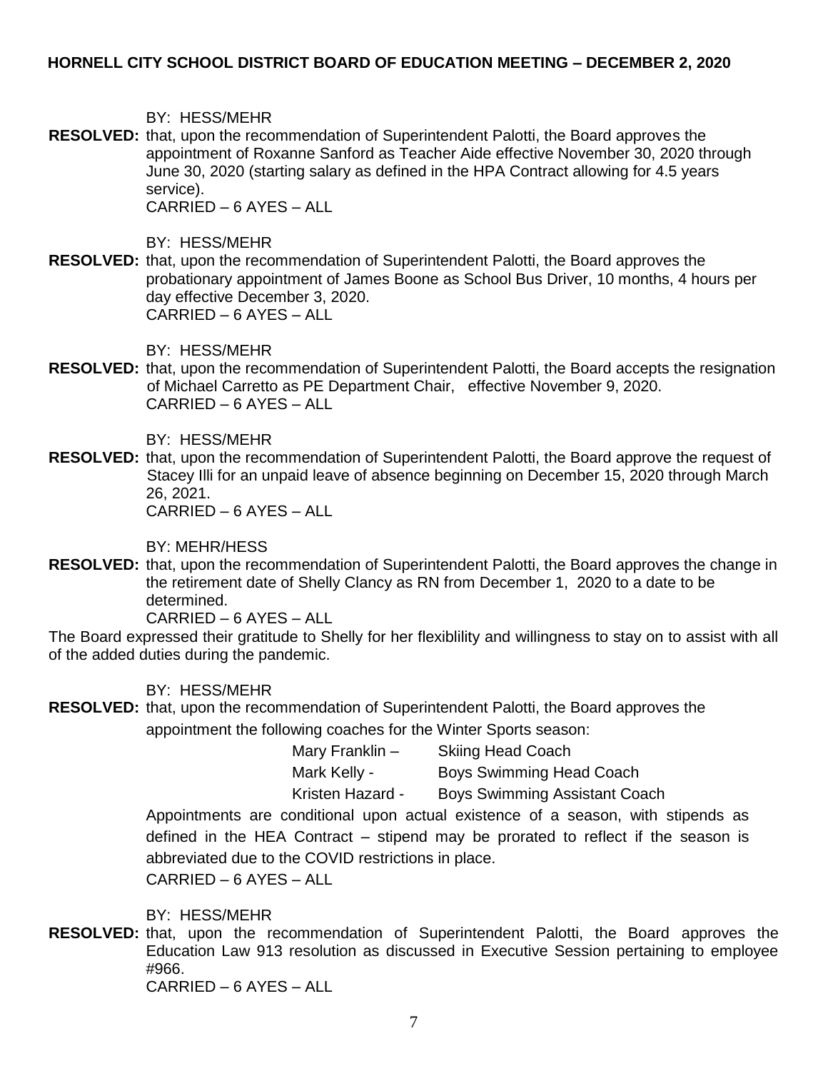BY: HESS/MEHR

**RESOLVED:** that, upon the recommendation of Superintendent Palotti, the Board approves the appointment of Roxanne Sanford as Teacher Aide effective November 30, 2020 through June 30, 2020 (starting salary as defined in the HPA Contract allowing for 4.5 years service).
CARRIED – 6 AYES – ALL

BY: HESS/MEHR

**RESOLVED:** that, upon the recommendation of Superintendent Palotti, the Board approves the probationary appointment of James Boone as School Bus Driver, 10 months, 4 hours per day effective December 3, 2020.
CARRIED – 6 AYES – ALL

BY: HESS/MEHR

**RESOLVED:** that, upon the recommendation of Superintendent Palotti, the Board accepts the resignation of Michael Carretto as PE Department Chair, effective November 9, 2020.
CARRIED – 6 AYES – ALL

BY: HESS/MEHR

**RESOLVED:** that, upon the recommendation of Superintendent Palotti, the Board approve the request of Stacey Illi for an unpaid leave of absence beginning on December 15, 2020 through March 26, 2021.
CARRIED – 6 AYES – ALL

BY: MEHR/HESS

**RESOLVED:** that, upon the recommendation of Superintendent Palotti, the Board approves the change in the retirement date of Shelly Clancy as RN from December 1, 2020 to a date to be determined.
CARRIED – 6 AYES – ALL

The Board expressed their gratitude to Shelly for her flexiblility and willingness to stay on to assist with all of the added duties during the pandemic.

BY: HESS/MEHR

**RESOLVED:** that, upon the recommendation of Superintendent Palotti, the Board approves the appointment the following coaches for the Winter Sports season:

| | |
|---|---|
| Mary Franklin – | Skiing Head Coach |
| Mark Kelly - | Boys Swimming Head Coach |
| Kristen Hazard - | Boys Swimming Assistant Coach |

Appointments are conditional upon actual existence of a season, with stipends as defined in the HEA Contract – stipend may be prorated to reflect if the season is abbreviated due to the COVID restrictions in place.
CARRIED – 6 AYES – ALL

BY: HESS/MEHR

**RESOLVED:** that, upon the recommendation of Superintendent Palotti, the Board approves the Education Law 913 resolution as discussed in Executive Session pertaining to employee #966.
CARRIED – 6 AYES – ALL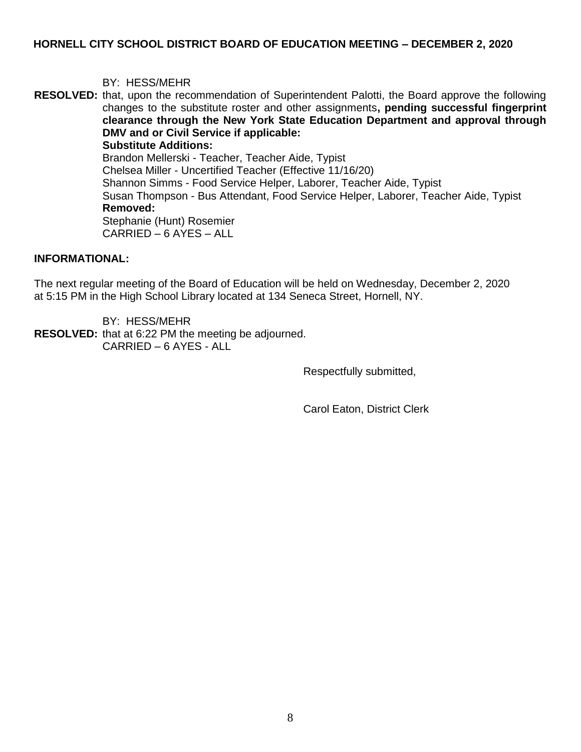BY: HESS/MEHR

**RESOLVED:** that, upon the recommendation of Superintendent Palotti, the Board approve the following changes to the substitute roster and other assignments**, pending successful fingerprint clearance through the New York State Education Department and approval through DMV and or Civil Service if applicable:**

**Substitute Additions:**

Brandon Mellerski - Teacher, Teacher Aide, Typist
Chelsea Miller - Uncertified Teacher (Effective 11/16/20)
Shannon Simms - Food Service Helper, Laborer, Teacher Aide, Typist
Susan Thompson - Bus Attendant, Food Service Helper, Laborer, Teacher Aide, Typist

**Removed:**

Stephanie (Hunt) Rosemier

CARRIED – 6 AYES – ALL

**INFORMATIONAL:**

The next regular meeting of the Board of Education will be held on Wednesday, December 2, 2020 at 5:15 PM in the High School Library located at 134 Seneca Street, Hornell, NY.

BY: HESS/MEHR

**RESOLVED:** that at 6:22 PM the meeting be adjourned.
CARRIED – 6 AYES - ALL

Respectfully submitted,

Carol Eaton, District Clerk